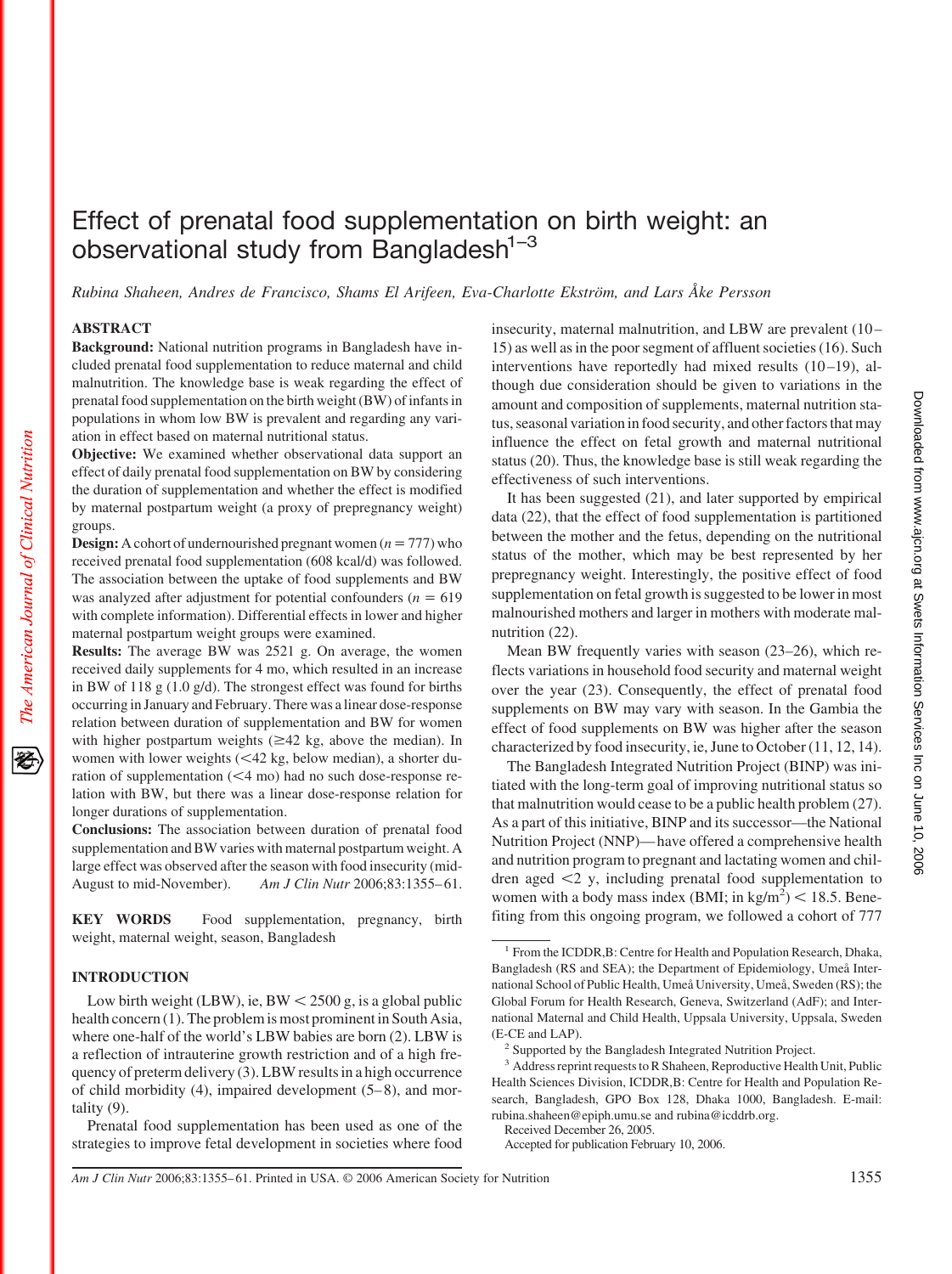# Effect of prenatal food supplementation on birth weight: an observational study from Bangladesh[1–3]

*Rubina Shaheen, Andres de Francisco, Shams El Arifeen, Eva-Charlotte Ekström, and Lars Åke Persson*

## ABSTRACT

**Background:** National nutrition programs in Bangladesh have included prenatal food supplementation to reduce maternal and child malnutrition. The knowledge base is weak regarding the effect of prenatal food supplementation on the birth weight (BW) of infants in populations in whom low BW is prevalent and regarding any variation in effect based on maternal nutritional status.

**Objective:** We examined whether observational data support an effect of daily prenatal food supplementation on BW by considering the duration of supplementation and whether the effect is modified by maternal postpartum weight (a proxy of prepregnancy weight) groups.

**Design:** A cohort of undernourished pregnant women ($n = 777$) who received prenatal food supplementation (608 kcal/d) was followed. The association between the uptake of food supplements and BW was analyzed after adjustment for potential confounders ($n = 619$ with complete information). Differential effects in lower and higher maternal postpartum weight groups were examined.

**Results:** The average BW was 2521 g. On average, the women received daily supplements for 4 mo, which resulted in an increase in BW of 118 g (1.0 g/d). The strongest effect was found for births occurring in January and February. There was a linear dose-response relation between duration of supplementation and BW for women with higher postpartum weights ($\geq$42 kg, above the median). In women with lower weights ($<$42 kg, below median), a shorter duration of supplementation ($<$4 mo) had no such dose-response relation with BW, but there was a linear dose-response relation for longer durations of supplementation.

**Conclusions:** The association between duration of prenatal food supplementation and BW varies with maternal postpartum weight. A large effect was observed after the season with food insecurity (mid-August to mid-November). *Am J Clin Nutr* 2006;83:1355–61.

**KEY WORDS** Food supplementation, pregnancy, birth weight, maternal weight, season, Bangladesh

## INTRODUCTION

Low birth weight (LBW), ie, BW $<$ 2500 g, is a global public health concern (1). The problem is most prominent in South Asia, where one-half of the world's LBW babies are born (2). LBW is a reflection of intrauterine growth restriction and of a high frequency of preterm delivery (3). LBW results in a high occurrence of child morbidity (4), impaired development (5–8), and mortality (9).

Prenatal food supplementation has been used as one of the strategies to improve fetal development in societies where food insecurity, maternal malnutrition, and LBW are prevalent (10–15) as well as in the poor segment of affluent societies (16). Such interventions have reportedly had mixed results (10–19), although due consideration should be given to variations in the amount and composition of supplements, maternal nutrition status, seasonal variation in food security, and other factors that may influence the effect on fetal growth and maternal nutritional status (20). Thus, the knowledge base is still weak regarding the effectiveness of such interventions.

It has been suggested (21), and later supported by empirical data (22), that the effect of food supplementation is partitioned between the mother and the fetus, depending on the nutritional status of the mother, which may be best represented by her prepregnancy weight. Interestingly, the positive effect of food supplementation on fetal growth is suggested to be lower in most malnourished mothers and larger in mothers with moderate malnutrition (22).

Mean BW frequently varies with season (23–26), which reflects variations in household food security and maternal weight over the year (23). Consequently, the effect of prenatal food supplements on BW may vary with season. In the Gambia the effect of food supplements on BW was higher after the season characterized by food insecurity, ie, June to October (11, 12, 14).

The Bangladesh Integrated Nutrition Project (BINP) was initiated with the long-term goal of improving nutritional status so that malnutrition would cease to be a public health problem (27). As a part of this initiative, BINP and its successor—the National Nutrition Project (NNP)—have offered a comprehensive health and nutrition program to pregnant and lactating women and children aged $<$2 y, including prenatal food supplementation to women with a body mass index (BMI; in kg/m$^2$) $<$ 18.5. Benefiting from this ongoing program, we followed a cohort of 777

---

[1] From the ICDDR,B: Centre for Health and Population Research, Dhaka, Bangladesh (RS and SEA); the Department of Epidemiology, Umeå International School of Public Health, Umeå University, Umeå, Sweden (RS); the Global Forum for Health Research, Geneva, Switzerland (AdF); and International Maternal and Child Health, Uppsala University, Uppsala, Sweden (E-CE and LAP).

[2] Supported by the Bangladesh Integrated Nutrition Project.

[3] Address reprint requests to R Shaheen, Reproductive Health Unit, Public Health Sciences Division, ICDDR,B: Centre for Health and Population Research, Bangladesh, GPO Box 128, Dhaka 1000, Bangladesh. E-mail: rubina.shaheen@epiph.umu.se and rubina@icddrb.org.

Received December 26, 2005.

Accepted for publication February 10, 2006.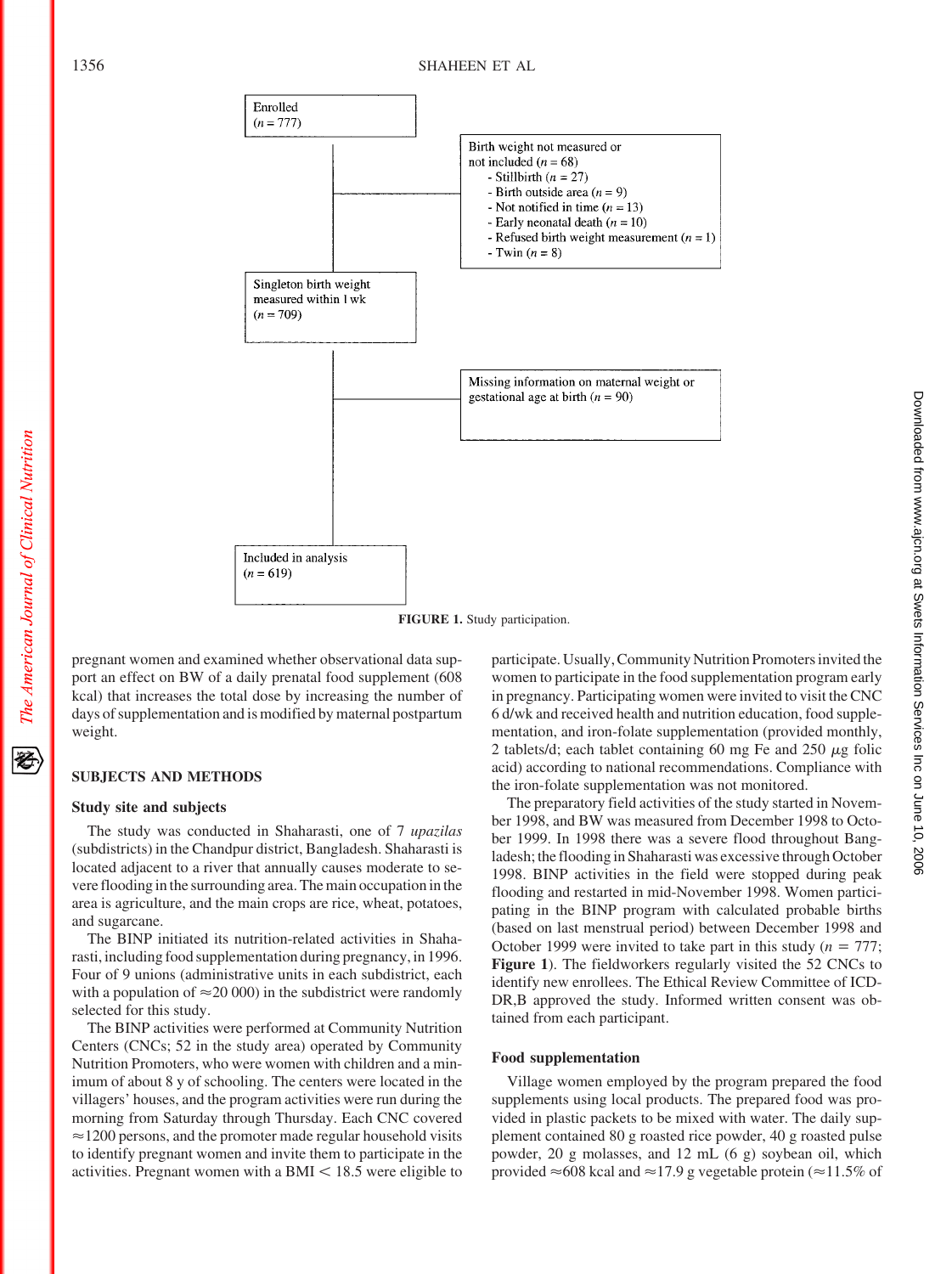Enrolled
($n = 777$)

Birth weight not measured or not included ($n = 68$)
- Stillbirth ($n = 27$)
- Birth outside area ($n = 9$)
- Not notified in time ($n = 13$)
- Early neonatal death ($n = 10$)
- Refused birth weight measurement ($n = 1$)
- Twin ($n = 8$)

Singleton birth weight measured within 1 wk
($n = 709$)

Missing information on maternal weight or gestational age at birth ($n = 90$)

Included in analysis
($n = 619$)

**FIGURE 1.** Study participation.

pregnant women and examined whether observational data support an effect on BW of a daily prenatal food supplement (608 kcal) that increases the total dose by increasing the number of days of supplementation and is modified by maternal postpartum weight.

## SUBJECTS AND METHODS

### Study site and subjects

The study was conducted in Shaharasti, one of 7 *upazilas* (subdistricts) in the Chandpur district, Bangladesh. Shaharasti is located adjacent to a river that annually causes moderate to severe flooding in the surrounding area. The main occupation in the area is agriculture, and the main crops are rice, wheat, potatoes, and sugarcane.

The BINP initiated its nutrition-related activities in Shaharasti, including food supplementation during pregnancy, in 1996. Four of 9 unions (administrative units in each subdistrict, each with a population of ≈20 000) in the subdistrict were randomly selected for this study.

The BINP activities were performed at Community Nutrition Centers (CNCs; 52 in the study area) operated by Community Nutrition Promoters, who were women with children and a minimum of about 8 y of schooling. The centers were located in the villagers' houses, and the program activities were run during the morning from Saturday through Thursday. Each CNC covered ≈1200 persons, and the promoter made regular household visits to identify pregnant women and invite them to participate in the activities. Pregnant women with a BMI < 18.5 were eligible to participate. Usually, Community Nutrition Promoters invited the women to participate in the food supplementation program early in pregnancy. Participating women were invited to visit the CNC 6 d/wk and received health and nutrition education, food supplementation, and iron-folate supplementation (provided monthly, 2 tablets/d; each tablet containing 60 mg Fe and 250 μg folic acid) according to national recommendations. Compliance with the iron-folate supplementation was not monitored.

The preparatory field activities of the study started in November 1998, and BW was measured from December 1998 to October 1999. In 1998 there was a severe flood throughout Bangladesh; the flooding in Shaharasti was excessive through October 1998. BINP activities in the field were stopped during peak flooding and restarted in mid-November 1998. Women participating in the BINP program with calculated probable births (based on last menstrual period) between December 1998 and October 1999 were invited to take part in this study ($n = 777$; **Figure 1**). The fieldworkers regularly visited the 52 CNCs to identify new enrollees. The Ethical Review Committee of ICDDR,B approved the study. Informed written consent was obtained from each participant.

### Food supplementation

Village women employed by the program prepared the food supplements using local products. The prepared food was provided in plastic packets to be mixed with water. The daily supplement contained 80 g roasted rice powder, 40 g roasted pulse powder, 20 g molasses, and 12 mL (6 g) soybean oil, which provided ≈608 kcal and ≈17.9 g vegetable protein (≈11.5% of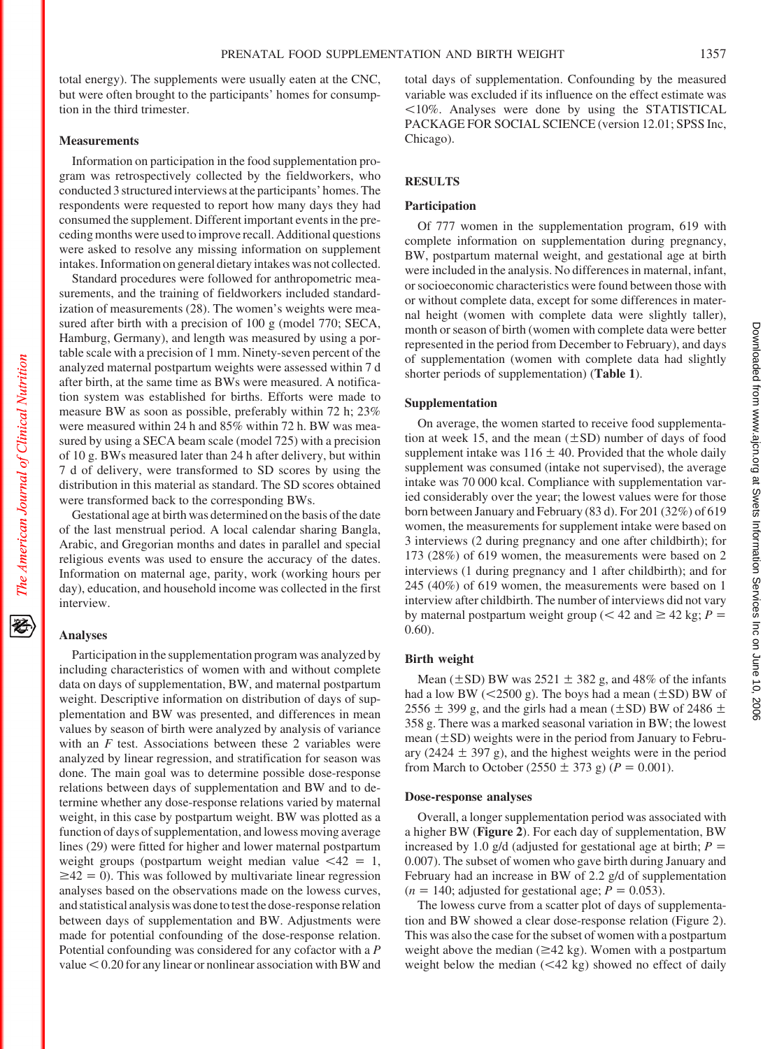total energy). The supplements were usually eaten at the CNC, but were often brought to the participants' homes for consumption in the third trimester.

### Measurements

Information on participation in the food supplementation program was retrospectively collected by the fieldworkers, who conducted 3 structured interviews at the participants' homes. The respondents were requested to report how many days they had consumed the supplement. Different important events in the preceding months were used to improve recall. Additional questions were asked to resolve any missing information on supplement intakes. Information on general dietary intakes was not collected.

Standard procedures were followed for anthropometric measurements, and the training of fieldworkers included standardization of measurements (28). The women's weights were measured after birth with a precision of 100 g (model 770; SECA, Hamburg, Germany), and length was measured by using a portable scale with a precision of 1 mm. Ninety-seven percent of the analyzed maternal postpartum weights were assessed within 7 d after birth, at the same time as BWs were measured. A notification system was established for births. Efforts were made to measure BW as soon as possible, preferably within 72 h; 23% were measured within 24 h and 85% within 72 h. BW was measured by using a SECA beam scale (model 725) with a precision of 10 g. BWs measured later than 24 h after delivery, but within 7 d of delivery, were transformed to SD scores by using the distribution in this material as standard. The SD scores obtained were transformed back to the corresponding BWs.

Gestational age at birth was determined on the basis of the date of the last menstrual period. A local calendar sharing Bangla, Arabic, and Gregorian months and dates in parallel and special religious events was used to ensure the accuracy of the dates. Information on maternal age, parity, work (working hours per day), education, and household income was collected in the first interview.

### Analyses

Participation in the supplementation program was analyzed by including characteristics of women with and without complete data on days of supplementation, BW, and maternal postpartum weight. Descriptive information on distribution of days of supplementation and BW was presented, and differences in mean values by season of birth were analyzed by analysis of variance with an $F$ test. Associations between these 2 variables were analyzed by linear regression, and stratification for season was done. The main goal was to determine possible dose-response relations between days of supplementation and BW and to determine whether any dose-response relations varied by maternal weight, in this case by postpartum weight. BW was plotted as a function of days of supplementation, and lowess moving average lines (29) were fitted for higher and lower maternal postpartum weight groups (postpartum weight median value $<42 = 1$, $\geq 42 = 0$). This was followed by multivariate linear regression analyses based on the observations made on the lowess curves, and statistical analysis was done to test the dose-response relation between days of supplementation and BW. Adjustments were made for potential confounding of the dose-response relation. Potential confounding was considered for any cofactor with a $P$ value $< 0.20$ for any linear or nonlinear association with BW and total days of supplementation. Confounding by the measured variable was excluded if its influence on the effect estimate was $<10\%$. Analyses were done by using the STATISTICAL PACKAGE FOR SOCIAL SCIENCE (version 12.01; SPSS Inc, Chicago).

## RESULTS

### Participation

Of 777 women in the supplementation program, 619 with complete information on supplementation during pregnancy, BW, postpartum maternal weight, and gestational age at birth were included in the analysis. No differences in maternal, infant, or socioeconomic characteristics were found between those with or without complete data, except for some differences in maternal height (women with complete data were slightly taller), month or season of birth (women with complete data were better represented in the period from December to February), and days of supplementation (women with complete data had slightly shorter periods of supplementation) (**Table 1**).

### Supplementation

On average, the women started to receive food supplementation at week 15, and the mean ($\pm$SD) number of days of food supplement intake was $116 \pm 40$. Provided that the whole daily supplement was consumed (intake not supervised), the average intake was 70 000 kcal. Compliance with supplementation varied considerably over the year; the lowest values were for those born between January and February (83 d). For 201 (32%) of 619 women, the measurements for supplement intake were based on 3 interviews (2 during pregnancy and one after childbirth); for 173 (28%) of 619 women, the measurements were based on 2 interviews (1 during pregnancy and 1 after childbirth); and for 245 (40%) of 619 women, the measurements were based on 1 interview after childbirth. The number of interviews did not vary by maternal postpartum weight group ($<$ 42 and $\geq$ 42 kg; $P = 0.60$).

### Birth weight

Mean ($\pm$SD) BW was $2521 \pm 382$ g, and 48% of the infants had a low BW ($<$2500 g). The boys had a mean ($\pm$SD) BW of $2556 \pm 399$ g, and the girls had a mean ($\pm$SD) BW of $2486 \pm 358$ g. There was a marked seasonal variation in BW; the lowest mean ($\pm$SD) weights were in the period from January to February ($2424 \pm 397$ g), and the highest weights were in the period from March to October ($2550 \pm 373$ g) ($P = 0.001$).

### Dose-response analyses

Overall, a longer supplementation period was associated with a higher BW (**Figure 2**). For each day of supplementation, BW increased by 1.0 g/d (adjusted for gestational age at birth; $P = 0.007$). The subset of women who gave birth during January and February had an increase in BW of 2.2 g/d of supplementation ($n = 140$; adjusted for gestational age; $P = 0.053$).

The lowess curve from a scatter plot of days of supplementation and BW showed a clear dose-response relation (Figure 2). This was also the case for the subset of women with a postpartum weight above the median ($\geq$42 kg). Women with a postpartum weight below the median ($<$42 kg) showed no effect of daily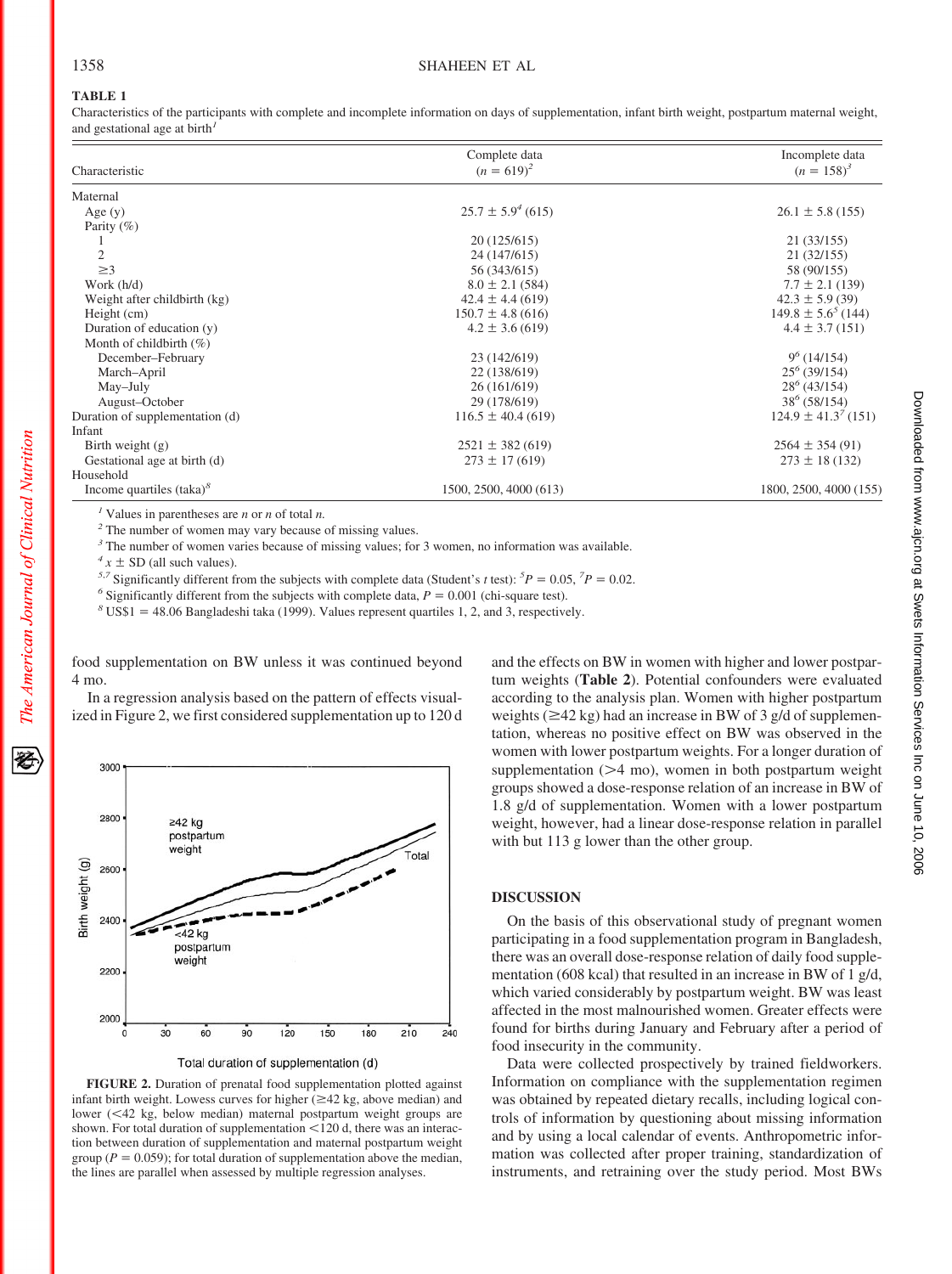**TABLE 1**

Characteristics of the participants with complete and incomplete information on days of supplementation, infant birth weight, postpartum maternal weight, and gestational age at birth[1]

| Characteristic | Complete data ($n$ = 619)[2] | Incomplete data ($n$ = 158)[3] |
|---|---|---|
| Maternal | | |
| Age (y) | 25.7 ± 5.9[4] (615) | 26.1 ± 5.8 (155) |
| Parity (%) | | |
| 1 | 20 (125/615) | 21 (33/155) |
| 2 | 24 (147/615) | 21 (32/155) |
| ≥3 | 56 (343/615) | 58 (90/155) |
| Work (h/d) | 8.0 ± 2.1 (584) | 7.7 ± 2.1 (139) |
| Weight after childbirth (kg) | 42.4 ± 4.4 (619) | 42.3 ± 5.9 (39) |
| Height (cm) | 150.7 ± 4.8 (616) | 149.8 ± 5.6[5] (144) |
| Duration of education (y) | 4.2 ± 3.6 (619) | 4.4 ± 3.7 (151) |
| Month of childbirth (%) | | |
| December–February | 23 (142/619) | 9[6] (14/154) |
| March–April | 22 (138/619) | 25[6] (39/154) |
| May–July | 26 (161/619) | 28[6] (43/154) |
| August–October | 29 (178/619) | 38[6] (58/154) |
| Duration of supplementation (d) | 116.5 ± 40.4 (619) | 124.9 ± 41.3[7] (151) |
| Infant | | |
| Birth weight (g) | 2521 ± 382 (619) | 2564 ± 354 (91) |
| Gestational age at birth (d) | 273 ± 17 (619) | 273 ± 18 (132) |
| Household | | |
| Income quartiles (taka)[8] | 1500, 2500, 4000 (613) | 1800, 2500, 4000 (155) |

[1] Values in parentheses are $n$ or $n$ of total $n$.

[2] The number of women may vary because of missing values.

[3] The number of women varies because of missing values; for 3 women, no information was available.

[4] $\bar{x}$ ± SD (all such values).

[5,7] Significantly different from the subjects with complete data (Student's $t$ test): [5]$P = 0.05$, [7]$P = 0.02$.

[6] Significantly different from the subjects with complete data, $P = 0.001$ (chi-square test).

[8] US\$1 = 48.06 Bangladeshi taka (1999). Values represent quartiles 1, 2, and 3, respectively.

food supplementation on BW unless it was continued beyond 4 mo.

In a regression analysis based on the pattern of effects visualized in Figure 2, we first considered supplementation up to 120 d and the effects on BW in women with higher and lower postpartum weights (**Table 2**). Potential confounders were evaluated according to the analysis plan. Women with higher postpartum weights (≥42 kg) had an increase in BW of 3 g/d of supplementation, whereas no positive effect on BW was observed in the women with lower postpartum weights. For a longer duration of supplementation (>4 mo), women in both postpartum weight groups showed a dose-response relation of an increase in BW of 1.8 g/d of supplementation. Women with a lower postpartum weight, however, had a linear dose-response relation in parallel with but 113 g lower than the other group.

**FIGURE 2.** Duration of prenatal food supplementation plotted against infant birth weight. Lowess curves for higher (≥42 kg, above median) and lower (<42 kg, below median) maternal postpartum weight groups are shown. For total duration of supplementation <120 d, there was an interaction between duration of supplementation and maternal postpartum weight group ($P = 0.059$); for total duration of supplementation above the median, the lines are parallel when assessed by multiple regression analyses.

## DISCUSSION

On the basis of this observational study of pregnant women participating in a food supplementation program in Bangladesh, there was an overall dose-response relation of daily food supplementation (608 kcal) that resulted in an increase in BW of 1 g/d, which varied considerably by postpartum weight. BW was least affected in the most malnourished women. Greater effects were found for births during January and February after a period of food insecurity in the community.

Data were collected prospectively by trained fieldworkers. Information on compliance with the supplementation regimen was obtained by repeated dietary recalls, including logical controls of information by questioning about missing information and by using a local calendar of events. Anthropometric information was collected after proper training, standardization of instruments, and retraining over the study period. Most BWs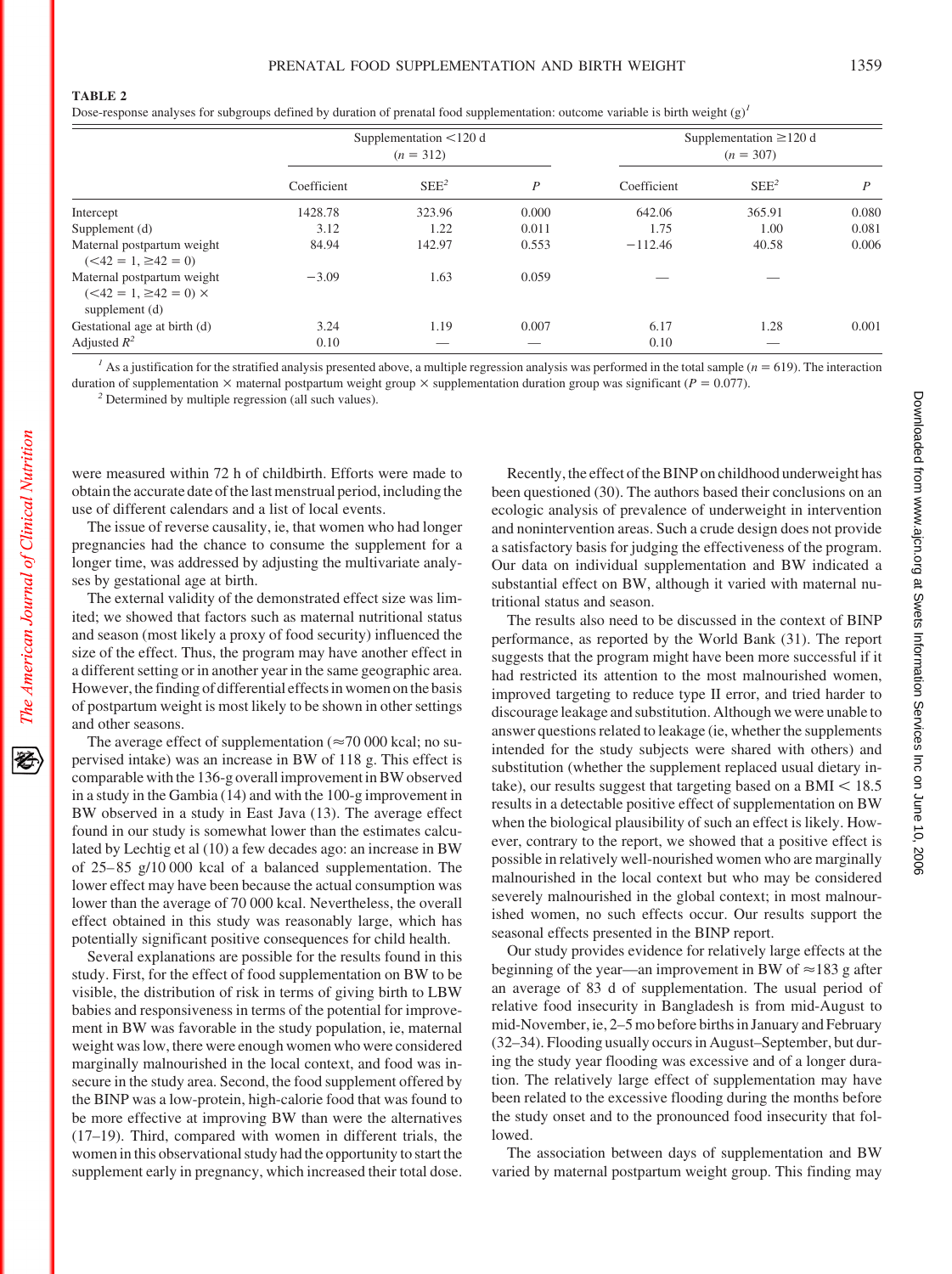**TABLE 2**

Dose-response analyses for subgroups defined by duration of prenatal food supplementation: outcome variable is birth weight (g)[1]

| | Supplementation <120 d ($n$ = 312) | | | Supplementation ≥120 d ($n$ = 307) | | |
|---|---|---|---|---|---|---|
| | Coefficient | SEE[2] | $P$ | Coefficient | SEE[2] | $P$ |
| Intercept | 1428.78 | 323.96 | 0.000 | 642.06 | 365.91 | 0.080 |
| Supplement (d) | 3.12 | 1.22 | 0.011 | 1.75 | 1.00 | 0.081 |
| Maternal postpartum weight (<42 = 1, ≥42 = 0) | 84.94 | 142.97 | 0.553 | −112.46 | 40.58 | 0.006 |
| Maternal postpartum weight (<42 = 1, ≥42 = 0) × supplement (d) | −3.09 | 1.63 | 0.059 | — | — | |
| Gestational age at birth (d) | 3.24 | 1.19 | 0.007 | 6.17 | 1.28 | 0.001 |
| Adjusted $R^2$ | 0.10 | — | — | 0.10 | — | |

[1] As a justification for the stratified analysis presented above, a multiple regression analysis was performed in the total sample ($n$ = 619). The interaction duration of supplementation × maternal postpartum weight group × supplementation duration group was significant ($P$ = 0.077).

[2] Determined by multiple regression (all such values).

were measured within 72 h of childbirth. Efforts were made to obtain the accurate date of the last menstrual period, including the use of different calendars and a list of local events.

The issue of reverse causality, ie, that women who had longer pregnancies had the chance to consume the supplement for a longer time, was addressed by adjusting the multivariate analyses by gestational age at birth.

The external validity of the demonstrated effect size was limited; we showed that factors such as maternal nutritional status and season (most likely a proxy of food security) influenced the size of the effect. Thus, the program may have another effect in a different setting or in another year in the same geographic area. However, the finding of differential effects in women on the basis of postpartum weight is most likely to be shown in other settings and other seasons.

The average effect of supplementation (≈70 000 kcal; no supervised intake) was an increase in BW of 118 g. This effect is comparable with the 136-g overall improvement in BW observed in a study in the Gambia (14) and with the 100-g improvement in BW observed in a study in East Java (13). The average effect found in our study is somewhat lower than the estimates calculated by Lechtig et al (10) a few decades ago: an increase in BW of 25–85 g/10 000 kcal of a balanced supplementation. The lower effect may have been because the actual consumption was lower than the average of 70 000 kcal. Nevertheless, the overall effect obtained in this study was reasonably large, which has potentially significant positive consequences for child health.

Several explanations are possible for the results found in this study. First, for the effect of food supplementation on BW to be visible, the distribution of risk in terms of giving birth to LBW babies and responsiveness in terms of the potential for improvement in BW was favorable in the study population, ie, maternal weight was low, there were enough women who were considered marginally malnourished in the local context, and food was insecure in the study area. Second, the food supplement offered by the BINP was a low-protein, high-calorie food that was found to be more effective at improving BW than were the alternatives (17–19). Third, compared with women in different trials, the women in this observational study had the opportunity to start the supplement early in pregnancy, which increased their total dose.

Recently, the effect of the BINP on childhood underweight has been questioned (30). The authors based their conclusions on an ecologic analysis of prevalence of underweight in intervention and nonintervention areas. Such a crude design does not provide a satisfactory basis for judging the effectiveness of the program. Our data on individual supplementation and BW indicated a substantial effect on BW, although it varied with maternal nutritional status and season.

The results also need to be discussed in the context of BINP performance, as reported by the World Bank (31). The report suggests that the program might have been more successful if it had restricted its attention to the most malnourished women, improved targeting to reduce type II error, and tried harder to discourage leakage and substitution. Although we were unable to answer questions related to leakage (ie, whether the supplements intended for the study subjects were shared with others) and substitution (whether the supplement replaced usual dietary intake), our results suggest that targeting based on a BMI < 18.5 results in a detectable positive effect of supplementation on BW when the biological plausibility of such an effect is likely. However, contrary to the report, we showed that a positive effect is possible in relatively well-nourished women who are marginally malnourished in the local context but who may be considered severely malnourished in the global context; in most malnourished women, no such effects occur. Our results support the seasonal effects presented in the BINP report.

Our study provides evidence for relatively large effects at the beginning of the year—an improvement in BW of ≈183 g after an average of 83 d of supplementation. The usual period of relative food insecurity in Bangladesh is from mid-August to mid-November, ie, 2–5 mo before births in January and February (32–34). Flooding usually occurs in August–September, but during the study year flooding was excessive and of a longer duration. The relatively large effect of supplementation may have been related to the excessive flooding during the months before the study onset and to the pronounced food insecurity that followed.

The association between days of supplementation and BW varied by maternal postpartum weight group. This finding may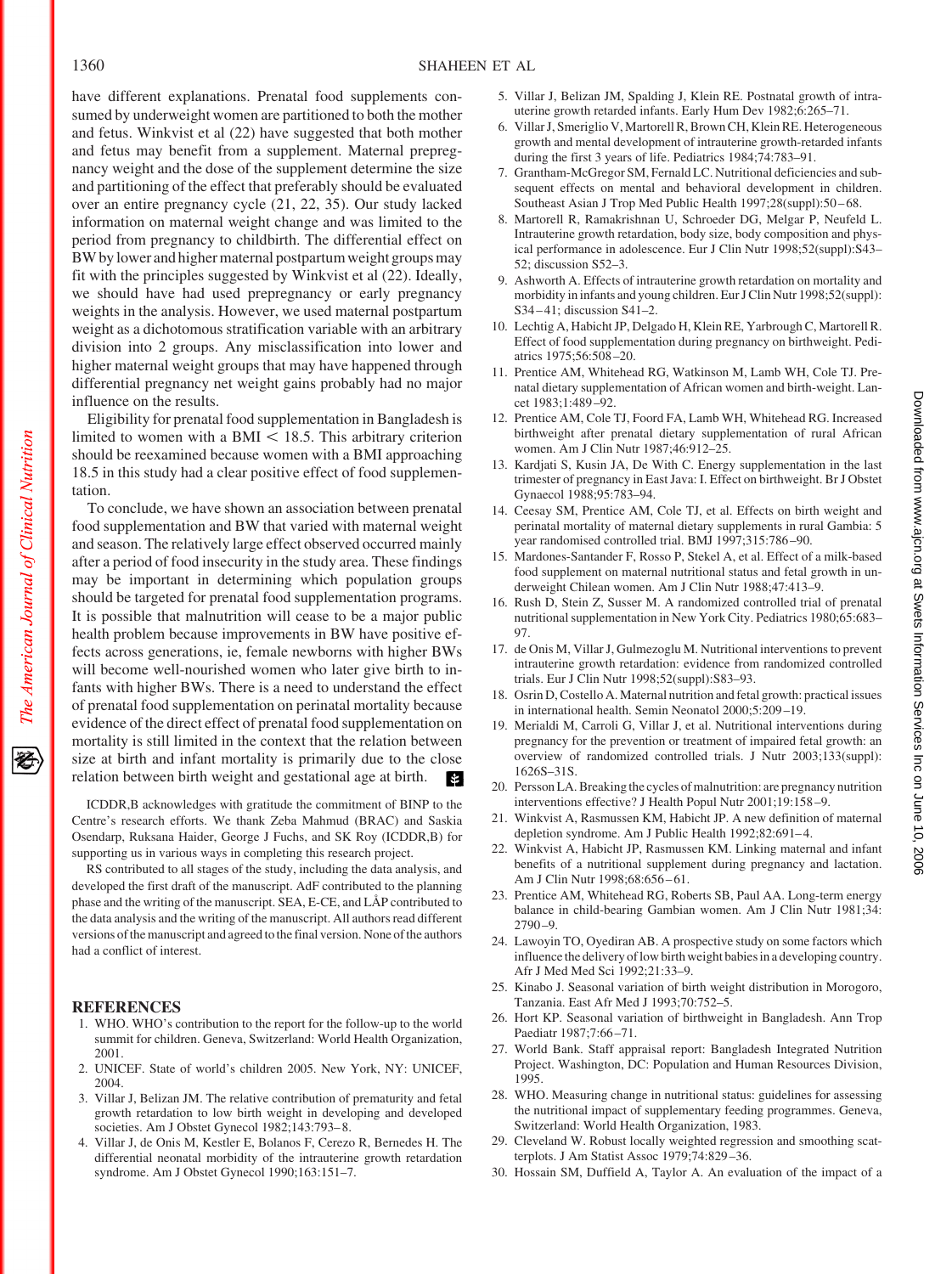have different explanations. Prenatal food supplements consumed by underweight women are partitioned to both the mother and fetus. Winkvist et al (22) have suggested that both mother and fetus may benefit from a supplement. Maternal prepregnancy weight and the dose of the supplement determine the size and partitioning of the effect that preferably should be evaluated over an entire pregnancy cycle (21, 22, 35). Our study lacked information on maternal weight change and was limited to the period from pregnancy to childbirth. The differential effect on BW by lower and higher maternal postpartum weight groups may fit with the principles suggested by Winkvist et al (22). Ideally, we should have had used prepregnancy or early pregnancy weights in the analysis. However, we used maternal postpartum weight as a dichotomous stratification variable with an arbitrary division into 2 groups. Any misclassification into lower and higher maternal weight groups that may have happened through differential pregnancy net weight gains probably had no major influence on the results.

Eligibility for prenatal food supplementation in Bangladesh is limited to women with a BMI < 18.5. This arbitrary criterion should be reexamined because women with a BMI approaching 18.5 in this study had a clear positive effect of food supplementation.

To conclude, we have shown an association between prenatal food supplementation and BW that varied with maternal weight and season. The relatively large effect observed occurred mainly after a period of food insecurity in the study area. These findings may be important in determining which population groups should be targeted for prenatal food supplementation programs. It is possible that malnutrition will cease to be a major public health problem because improvements in BW have positive effects across generations, ie, female newborns with higher BWs will become well-nourished women who later give birth to infants with higher BWs. There is a need to understand the effect of prenatal food supplementation on perinatal mortality because evidence of the direct effect of prenatal food supplementation on mortality is still limited in the context that the relation between size at birth and infant mortality is primarily due to the close relation between birth weight and gestational age at birth.

ICDDR,B acknowledges with gratitude the commitment of BINP to the Centre's research efforts. We thank Zeba Mahmud (BRAC) and Saskia Osendarp, Ruksana Haider, George J Fuchs, and SK Roy (ICDDR,B) for supporting us in various ways in completing this research project.

RS contributed to all stages of the study, including the data analysis, and developed the first draft of the manuscript. AdF contributed to the planning phase and the writing of the manuscript. SEA, E-CE, and LÅP contributed to the data analysis and the writing of the manuscript. All authors read different versions of the manuscript and agreed to the final version. None of the authors had a conflict of interest.

## REFERENCES

1. WHO. WHO's contribution to the report for the follow-up to the world summit for children. Geneva, Switzerland: World Health Organization, 2001.
2. UNICEF. State of world's children 2005. New York, NY: UNICEF, 2004.
3. Villar J, Belizan JM. The relative contribution of prematurity and fetal growth retardation to low birth weight in developing and developed societies. Am J Obstet Gynecol 1982;143:793–8.
4. Villar J, de Onis M, Kestler E, Bolanos F, Cerezo R, Bernedes H. The differential neonatal morbidity of the intrauterine growth retardation syndrome. Am J Obstet Gynecol 1990;163:151–7.
5. Villar J, Belizan JM, Spalding J, Klein RE. Postnatal growth of intrauterine growth retarded infants. Early Hum Dev 1982;6:265–71.
6. Villar J, Smeriglio V, Martorell R, Brown CH, Klein RE. Heterogeneous growth and mental development of intrauterine growth-retarded infants during the first 3 years of life. Pediatrics 1984;74:783–91.
7. Grantham-McGregor SM, Fernald LC. Nutritional deficiencies and subsequent effects on mental and behavioral development in children. Southeast Asian J Trop Med Public Health 1997;28(suppl):50–68.
8. Martorell R, Ramakrishnan U, Schroeder DG, Melgar P, Neufeld L. Intrauterine growth retardation, body size, body composition and physical performance in adolescence. Eur J Clin Nutr 1998;52(suppl):S43–52; discussion S52–3.
9. Ashworth A. Effects of intrauterine growth retardation on mortality and morbidity in infants and young children. Eur J Clin Nutr 1998;52(suppl):S34–41; discussion S41–2.
10. Lechtig A, Habicht JP, Delgado H, Klein RE, Yarbrough C, Martorell R. Effect of food supplementation during pregnancy on birthweight. Pediatrics 1975;56:508–20.
11. Prentice AM, Whitehead RG, Watkinson M, Lamb WH, Cole TJ. Prenatal dietary supplementation of African women and birth-weight. Lancet 1983;1:489–92.
12. Prentice AM, Cole TJ, Foord FA, Lamb WH, Whitehead RG. Increased birthweight after prenatal dietary supplementation of rural African women. Am J Clin Nutr 1987;46:912–25.
13. Kardjati S, Kusin JA, De With C. Energy supplementation in the last trimester of pregnancy in East Java: I. Effect on birthweight. Br J Obstet Gynaecol 1988;95:783–94.
14. Ceesay SM, Prentice AM, Cole TJ, et al. Effects on birth weight and perinatal mortality of maternal dietary supplements in rural Gambia: 5 year randomised controlled trial. BMJ 1997;315:786–90.
15. Mardones-Santander F, Rosso P, Stekel A, et al. Effect of a milk-based food supplement on maternal nutritional status and fetal growth in underweight Chilean women. Am J Clin Nutr 1988;47:413–9.
16. Rush D, Stein Z, Susser M. A randomized controlled trial of prenatal nutritional supplementation in New York City. Pediatrics 1980;65:683–97.
17. de Onis M, Villar J, Gulmezoglu M. Nutritional interventions to prevent intrauterine growth retardation: evidence from randomized controlled trials. Eur J Clin Nutr 1998;52(suppl):S83–93.
18. Osrin D, Costello A. Maternal nutrition and fetal growth: practical issues in international health. Semin Neonatol 2000;5:209–19.
19. Merialdi M, Carroli G, Villar J, et al. Nutritional interventions during pregnancy for the prevention or treatment of impaired fetal growth: an overview of randomized controlled trials. J Nutr 2003;133(suppl):1626S–31S.
20. Persson LA. Breaking the cycles of malnutrition: are pregnancy nutrition interventions effective? J Health Popul Nutr 2001;19:158–9.
21. Winkvist A, Rasmussen KM, Habicht JP. A new definition of maternal depletion syndrome. Am J Public Health 1992;82:691–4.
22. Winkvist A, Habicht JP, Rasmussen KM. Linking maternal and infant benefits of a nutritional supplement during pregnancy and lactation. Am J Clin Nutr 1998;68:656–61.
23. Prentice AM, Whitehead RG, Roberts SB, Paul AA. Long-term energy balance in child-bearing Gambian women. Am J Clin Nutr 1981;34:2790–9.
24. Lawoyin TO, Oyediran AB. A prospective study on some factors which influence the delivery of low birth weight babies in a developing country. Afr J Med Med Sci 1992;21:33–9.
25. Kinabo J. Seasonal variation of birth weight distribution in Morogoro, Tanzania. East Afr Med J 1993;70:752–5.
26. Hort KP. Seasonal variation of birthweight in Bangladesh. Ann Trop Paediatr 1987;7:66–71.
27. World Bank. Staff appraisal report: Bangladesh Integrated Nutrition Project. Washington, DC: Population and Human Resources Division, 1995.
28. WHO. Measuring change in nutritional status: guidelines for assessing the nutritional impact of supplementary feeding programmes. Geneva, Switzerland: World Health Organization, 1983.
29. Cleveland W. Robust locally weighted regression and smoothing scatterplots. J Am Statist Assoc 1979;74:829–36.
30. Hossain SM, Duffield A, Taylor A. An evaluation of the impact of a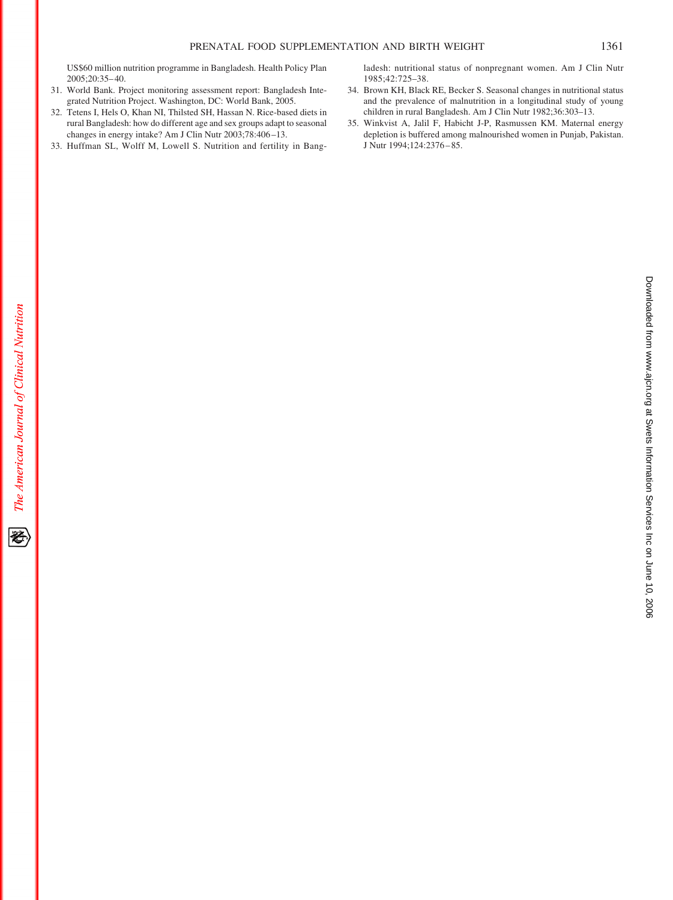US$60 million nutrition programme in Bangladesh. Health Policy Plan 2005;20:35–40.

31. World Bank. Project monitoring assessment report: Bangladesh Integrated Nutrition Project. Washington, DC: World Bank, 2005.
32. Tetens I, Hels O, Khan NI, Thilsted SH, Hassan N. Rice-based diets in rural Bangladesh: how do different age and sex groups adapt to seasonal changes in energy intake? Am J Clin Nutr 2003;78:406–13.
33. Huffman SL, Wolff M, Lowell S. Nutrition and fertility in Bangladesh: nutritional status of nonpregnant women. Am J Clin Nutr 1985;42:725–38.
34. Brown KH, Black RE, Becker S. Seasonal changes in nutritional status and the prevalence of malnutrition in a longitudinal study of young children in rural Bangladesh. Am J Clin Nutr 1982;36:303–13.
35. Winkvist A, Jalil F, Habicht J-P, Rasmussen KM. Maternal energy depletion is buffered among malnourished women in Punjab, Pakistan. J Nutr 1994;124:2376–85.